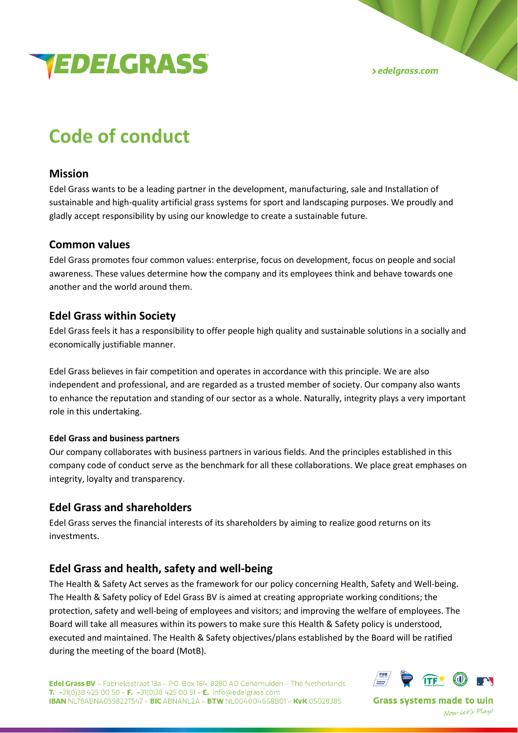# Code of conduct

## Mission

Edel Grass wants to be a leading partner in the development, manufacturing, sale and Installation of sustainable and high-quality artificial grass systems for sport and landscaping purposes. We proudly and gladly accept responsibility by using our knowledge to create a sustainable future.

## Common values

Edel Grass promotes four common values: enterprise, focus on development, focus on people and social awareness. These values determine how the company and its employees think and behave towards one another and the world around them.

## Edel Grass within Society

Edel Grass feels it has a responsibility to offer people high quality and sustainable solutions in a socially and economically justifiable manner.

Edel Grass believes in fair competition and operates in accordance with this principle. We are also independent and professional, and are regarded as a trusted member of society. Our company also wants to enhance the reputation and standing of our sector as a whole. Naturally, integrity plays a very important role in this undertaking.

### Edel Grass and business partners

Our company collaborates with business partners in various fields. And the principles established in this company code of conduct serve as the benchmark for all these collaborations. We place great emphases on integrity, loyalty and transparency.

## Edel Grass and shareholders

Edel Grass serves the financial interests of its shareholders by aiming to realize good returns on its investments.

## Edel Grass and health, safety and well-being

The Health & Safety Act serves as the framework for our policy concerning Health, Safety and Well-being. The Health & Safety policy of Edel Grass BV is aimed at creating appropriate working conditions; the protection, safety and well-being of employees and visitors; and improving the welfare of employees. The Board will take all measures within its powers to make sure this Health & Safety policy is understood, executed and maintained. The Health & Safety objectives/plans established by the Board will be ratified during the meeting of the board (MotB).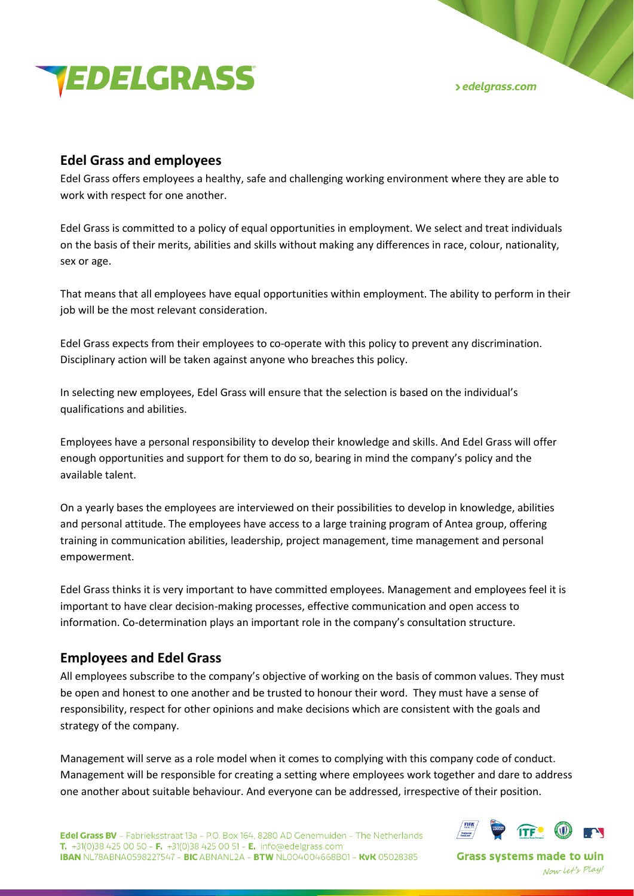## Edel Grass and employees

Edel Grass offers employees a healthy, safe and challenging working environment where they are able to work with respect for one another.

Edel Grass is committed to a policy of equal opportunities in employment. We select and treat individuals on the basis of their merits, abilities and skills without making any differences in race, colour, nationality, sex or age.

That means that all employees have equal opportunities within employment. The ability to perform in their job will be the most relevant consideration.

Edel Grass expects from their employees to co-operate with this policy to prevent any discrimination. Disciplinary action will be taken against anyone who breaches this policy.

In selecting new employees, Edel Grass will ensure that the selection is based on the individual's qualifications and abilities.

Employees have a personal responsibility to develop their knowledge and skills. And Edel Grass will offer enough opportunities and support for them to do so, bearing in mind the company's policy and the available talent.

On a yearly bases the employees are interviewed on their possibilities to develop in knowledge, abilities and personal attitude. The employees have access to a large training program of Antea group, offering training in communication abilities, leadership, project management, time management and personal empowerment.

Edel Grass thinks it is very important to have committed employees. Management and employees feel it is important to have clear decision-making processes, effective communication and open access to information. Co-determination plays an important role in the company's consultation structure.

## Employees and Edel Grass

All employees subscribe to the company's objective of working on the basis of common values. They must be open and honest to one another and be trusted to honour their word. They must have a sense of responsibility, respect for other opinions and make decisions which are consistent with the goals and strategy of the company.

Management will serve as a role model when it comes to complying with this company code of conduct. Management will be responsible for creating a setting where employees work together and dare to address one another about suitable behaviour. And everyone can be addressed, irrespective of their position.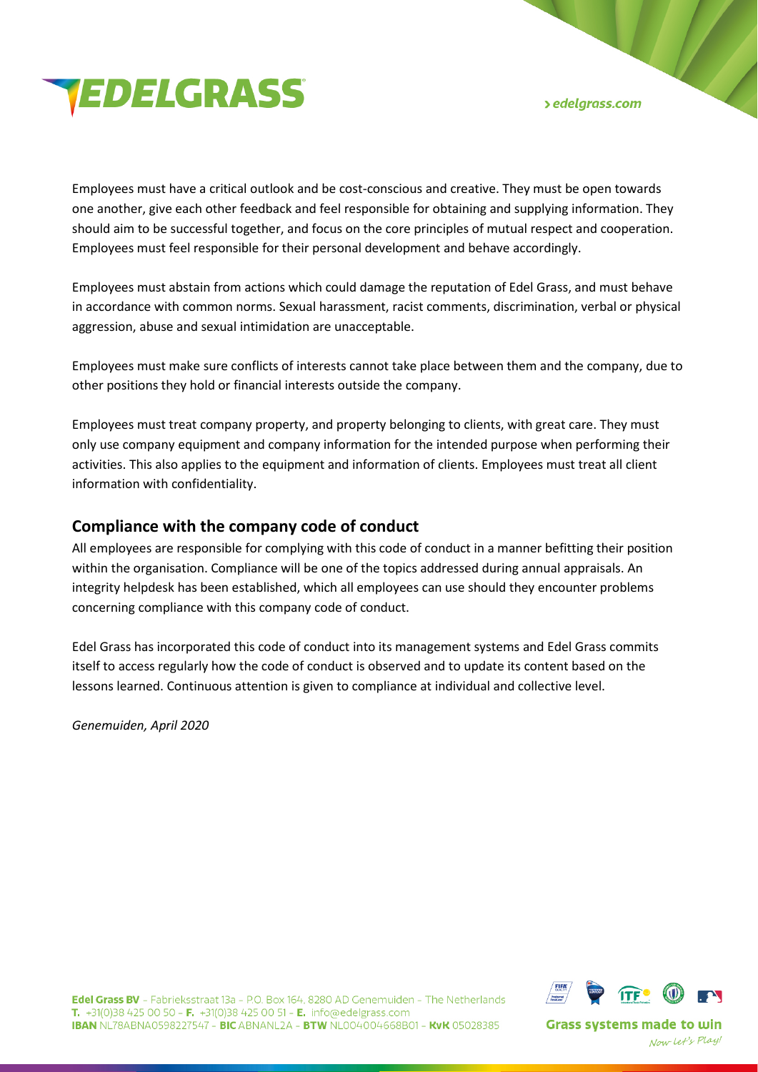Employees must have a critical outlook and be cost-conscious and creative. They must be open towards one another, give each other feedback and feel responsible for obtaining and supplying information. They should aim to be successful together, and focus on the core principles of mutual respect and cooperation. Employees must feel responsible for their personal development and behave accordingly.

Employees must abstain from actions which could damage the reputation of Edel Grass, and must behave in accordance with common norms. Sexual harassment, racist comments, discrimination, verbal or physical aggression, abuse and sexual intimidation are unacceptable.

Employees must make sure conflicts of interests cannot take place between them and the company, due to other positions they hold or financial interests outside the company.

Employees must treat company property, and property belonging to clients, with great care. They must only use company equipment and company information for the intended purpose when performing their activities. This also applies to the equipment and information of clients. Employees must treat all client information with confidentiality.

## Compliance with the company code of conduct

All employees are responsible for complying with this code of conduct in a manner befitting their position within the organisation. Compliance will be one of the topics addressed during annual appraisals. An integrity helpdesk has been established, which all employees can use should they encounter problems concerning compliance with this company code of conduct.

Edel Grass has incorporated this code of conduct into its management systems and Edel Grass commits itself to access regularly how the code of conduct is observed and to update its content based on the lessons learned. Continuous attention is given to compliance at individual and collective level.

*Genemuiden, April 2020*